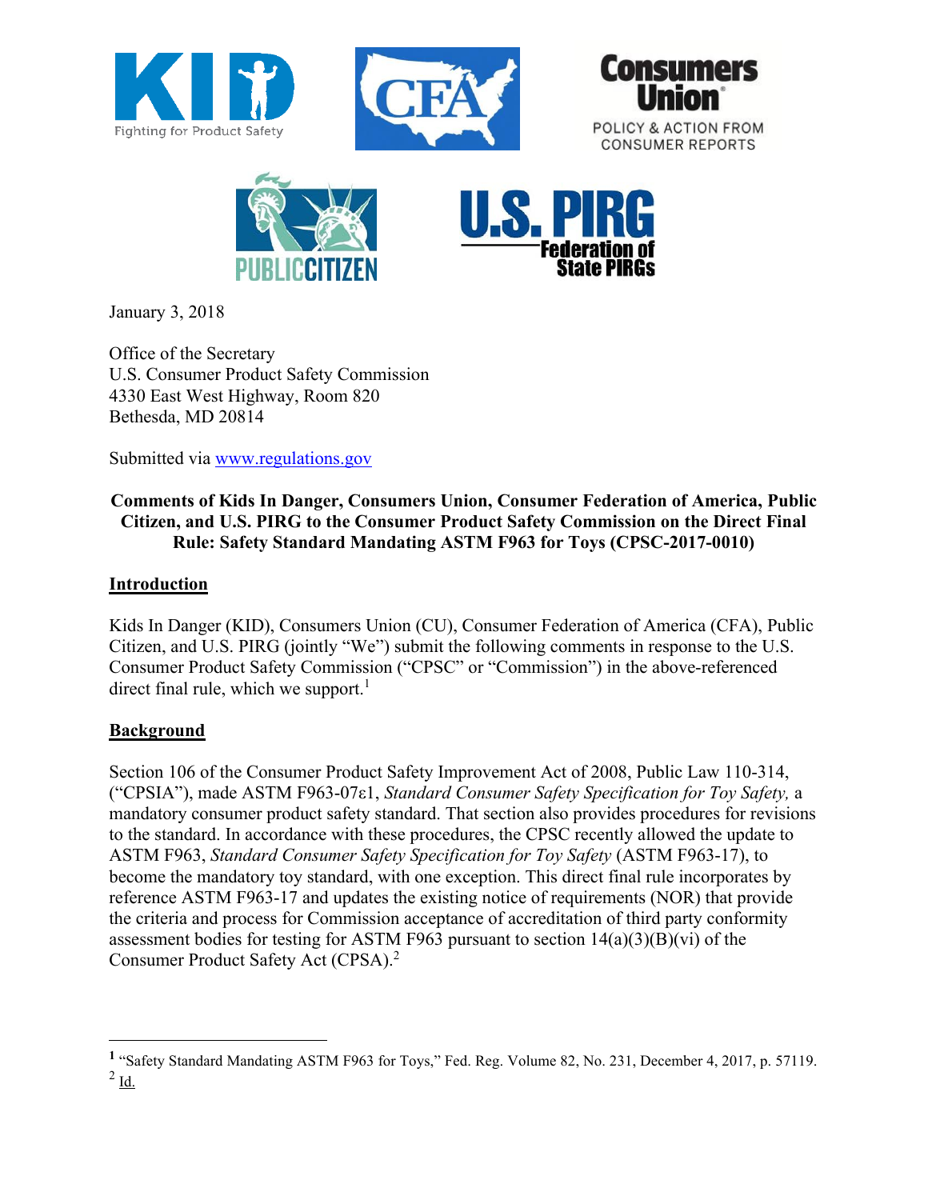January 3, 2018

Office of the Secretary
U.S. Consumer Product Safety Commission
4330 East West Highway, Room 820
Bethesda, MD 20814

Submitted via www.regulations.gov

**Comments of Kids In Danger, Consumers Union, Consumer Federation of America, Public Citizen, and U.S. PIRG to the Consumer Product Safety Commission on the Direct Final Rule: Safety Standard Mandating ASTM F963 for Toys (CPSC-2017-0010)**

## Introduction

Kids In Danger (KID), Consumers Union (CU), Consumer Federation of America (CFA), Public Citizen, and U.S. PIRG (jointly "We") submit the following comments in response to the U.S. Consumer Product Safety Commission ("CPSC" or "Commission") in the above-referenced direct final rule, which we support.[1]

## Background

Section 106 of the Consumer Product Safety Improvement Act of 2008, Public Law 110-314, ("CPSIA"), made ASTM F963-07ε1, *Standard Consumer Safety Specification for Toy Safety,* a mandatory consumer product safety standard. That section also provides procedures for revisions to the standard. In accordance with these procedures, the CPSC recently allowed the update to ASTM F963, *Standard Consumer Safety Specification for Toy Safety* (ASTM F963-17), to become the mandatory toy standard, with one exception. This direct final rule incorporates by reference ASTM F963-17 and updates the existing notice of requirements (NOR) that provide the criteria and process for Commission acceptance of accreditation of third party conformity assessment bodies for testing for ASTM F963 pursuant to section 14(a)(3)(B)(vi) of the Consumer Product Safety Act (CPSA).[2]

---

[1] "Safety Standard Mandating ASTM F963 for Toys," Fed. Reg. Volume 82, No. 231, December 4, 2017, p. 57119.

[2] Id.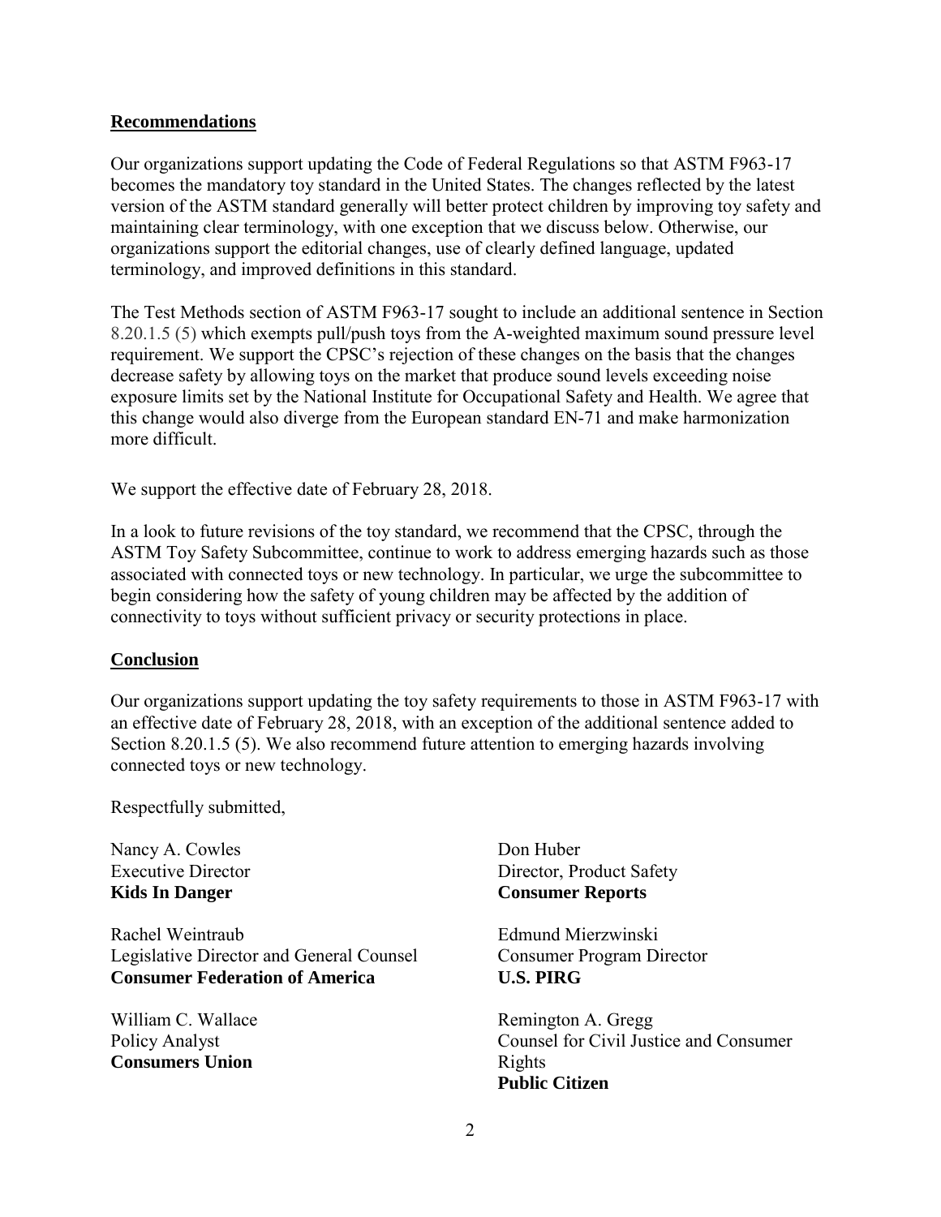## **Recommendations**

Our organizations support updating the Code of Federal Regulations so that ASTM F963-17 becomes the mandatory toy standard in the United States. The changes reflected by the latest version of the ASTM standard generally will better protect children by improving toy safety and maintaining clear terminology, with one exception that we discuss below. Otherwise, our organizations support the editorial changes, use of clearly defined language, updated terminology, and improved definitions in this standard.

The Test Methods section of ASTM F963-17 sought to include an additional sentence in Section 8.20.1.5 (5) which exempts pull/push toys from the A-weighted maximum sound pressure level requirement. We support the CPSC's rejection of these changes on the basis that the changes decrease safety by allowing toys on the market that produce sound levels exceeding noise exposure limits set by the National Institute for Occupational Safety and Health. We agree that this change would also diverge from the European standard EN-71 and make harmonization more difficult.

We support the effective date of February 28, 2018.

In a look to future revisions of the toy standard, we recommend that the CPSC, through the ASTM Toy Safety Subcommittee, continue to work to address emerging hazards such as those associated with connected toys or new technology. In particular, we urge the subcommittee to begin considering how the safety of young children may be affected by the addition of connectivity to toys without sufficient privacy or security protections in place.

## **Conclusion**

Our organizations support updating the toy safety requirements to those in ASTM F963-17 with an effective date of February 28, 2018, with an exception of the additional sentence added to Section 8.20.1.5 (5). We also recommend future attention to emerging hazards involving connected toys or new technology.

Respectfully submitted,

Nancy A. Cowles
Executive Director
**Kids In Danger**

Don Huber
Director, Product Safety
**Consumer Reports**

Rachel Weintraub
Legislative Director and General Counsel
**Consumer Federation of America**

Edmund Mierzwinski
Consumer Program Director
**U.S. PIRG**

William C. Wallace
Policy Analyst
**Consumers Union**

Remington A. Gregg
Counsel for Civil Justice and Consumer Rights
**Public Citizen**